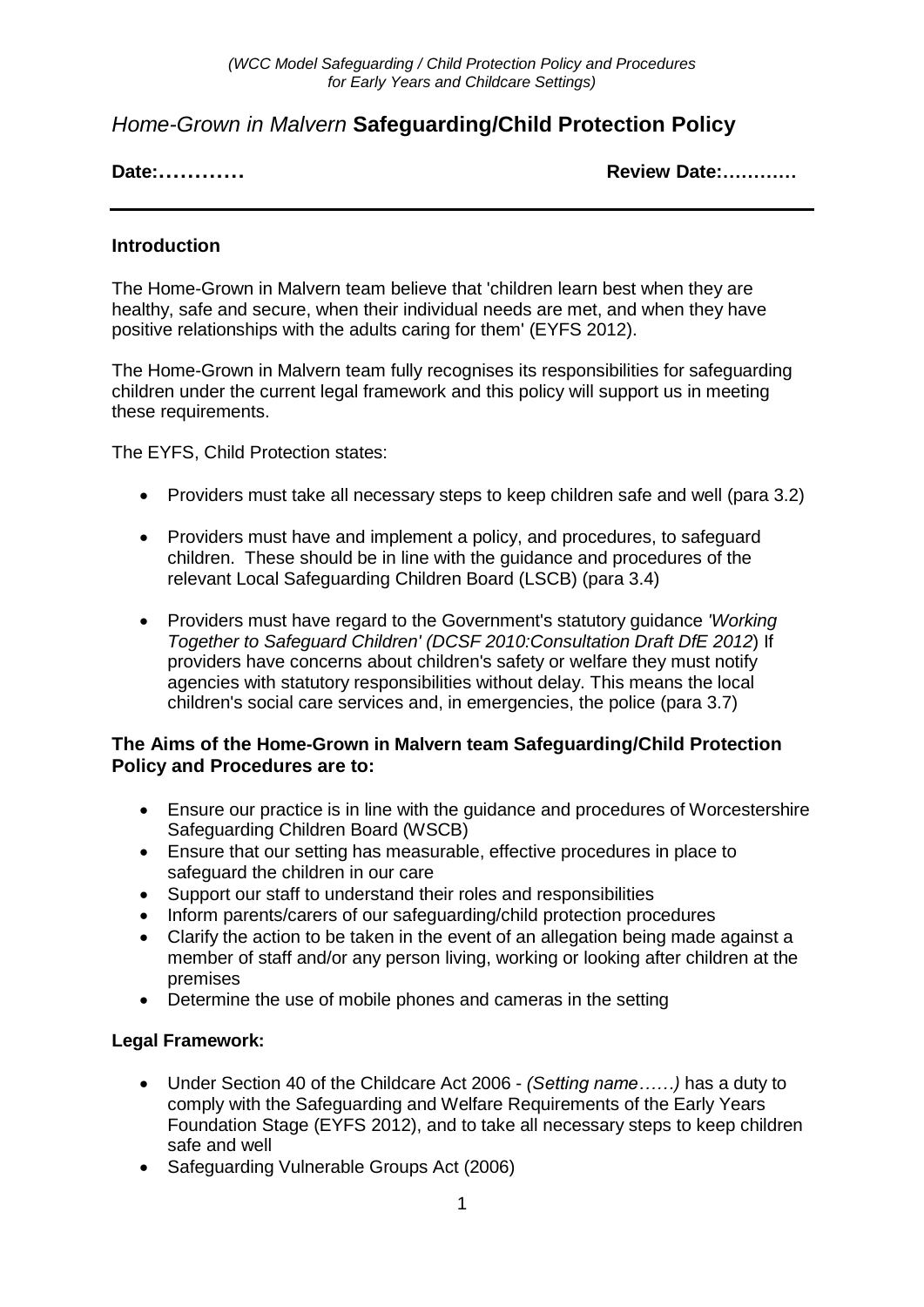*(WCC Model Safeguarding / Child Protection Policy and Procedures for Early Years and Childcare Settings)*

# *Home-Grown in Malvern* **Safeguarding/Child Protection Policy**

**Date:…………** **Review Date:…………**

---

### Introduction

The Home-Grown in Malvern team believe that 'children learn best when they are healthy, safe and secure, when their individual needs are met, and when they have positive relationships with the adults caring for them' (EYFS 2012).

The Home-Grown in Malvern team fully recognises its responsibilities for safeguarding children under the current legal framework and this policy will support us in meeting these requirements.

The EYFS, Child Protection states:

- Providers must take all necessary steps to keep children safe and well (para 3.2)
- Providers must have and implement a policy, and procedures, to safeguard children. These should be in line with the guidance and procedures of the relevant Local Safeguarding Children Board (LSCB) (para 3.4)
- Providers must have regard to the Government's statutory guidance *'Working Together to Safeguard Children' (DCSF 2010:Consultation Draft DfE 2012*) If providers have concerns about children's safety or welfare they must notify agencies with statutory responsibilities without delay. This means the local children's social care services and, in emergencies, the police (para 3.7)

### The Aims of the Home-Grown in Malvern team Safeguarding/Child Protection Policy and Procedures are to:

- Ensure our practice is in line with the guidance and procedures of Worcestershire Safeguarding Children Board (WSCB)
- Ensure that our setting has measurable, effective procedures in place to safeguard the children in our care
- Support our staff to understand their roles and responsibilities
- Inform parents/carers of our safeguarding/child protection procedures
- Clarify the action to be taken in the event of an allegation being made against a member of staff and/or any person living, working or looking after children at the premises
- Determine the use of mobile phones and cameras in the setting

### Legal Framework:

- Under Section 40 of the Childcare Act 2006 - *(Setting name……)* has a duty to comply with the Safeguarding and Welfare Requirements of the Early Years Foundation Stage (EYFS 2012), and to take all necessary steps to keep children safe and well
- Safeguarding Vulnerable Groups Act (2006)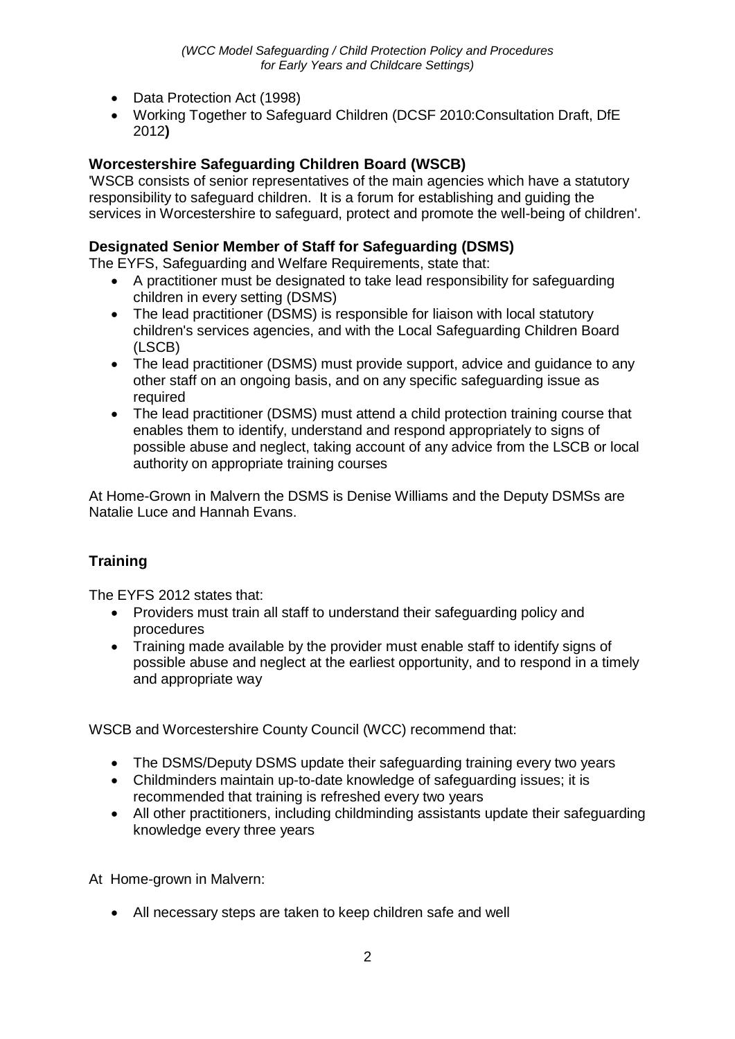- Data Protection Act (1998)
- Working Together to Safeguard Children (DCSF 2010:Consultation Draft, DfE 2012**)**

### Worcestershire Safeguarding Children Board (WSCB)

'WSCB consists of senior representatives of the main agencies which have a statutory responsibility to safeguard children. It is a forum for establishing and guiding the services in Worcestershire to safeguard, protect and promote the well-being of children'.

### Designated Senior Member of Staff for Safeguarding (DSMS)

The EYFS, Safeguarding and Welfare Requirements, state that:

- A practitioner must be designated to take lead responsibility for safeguarding children in every setting (DSMS)
- The lead practitioner (DSMS) is responsible for liaison with local statutory children's services agencies, and with the Local Safeguarding Children Board (LSCB)
- The lead practitioner (DSMS) must provide support, advice and guidance to any other staff on an ongoing basis, and on any specific safeguarding issue as required
- The lead practitioner (DSMS) must attend a child protection training course that enables them to identify, understand and respond appropriately to signs of possible abuse and neglect, taking account of any advice from the LSCB or local authority on appropriate training courses

At Home-Grown in Malvern the DSMS is Denise Williams and the Deputy DSMSs are Natalie Luce and Hannah Evans.

### Training

The EYFS 2012 states that:

- Providers must train all staff to understand their safeguarding policy and procedures
- Training made available by the provider must enable staff to identify signs of possible abuse and neglect at the earliest opportunity, and to respond in a timely and appropriate way

WSCB and Worcestershire County Council (WCC) recommend that:

- The DSMS/Deputy DSMS update their safeguarding training every two years
- Childminders maintain up-to-date knowledge of safeguarding issues; it is recommended that training is refreshed every two years
- All other practitioners, including childminding assistants update their safeguarding knowledge every three years

At Home-grown in Malvern:

- All necessary steps are taken to keep children safe and well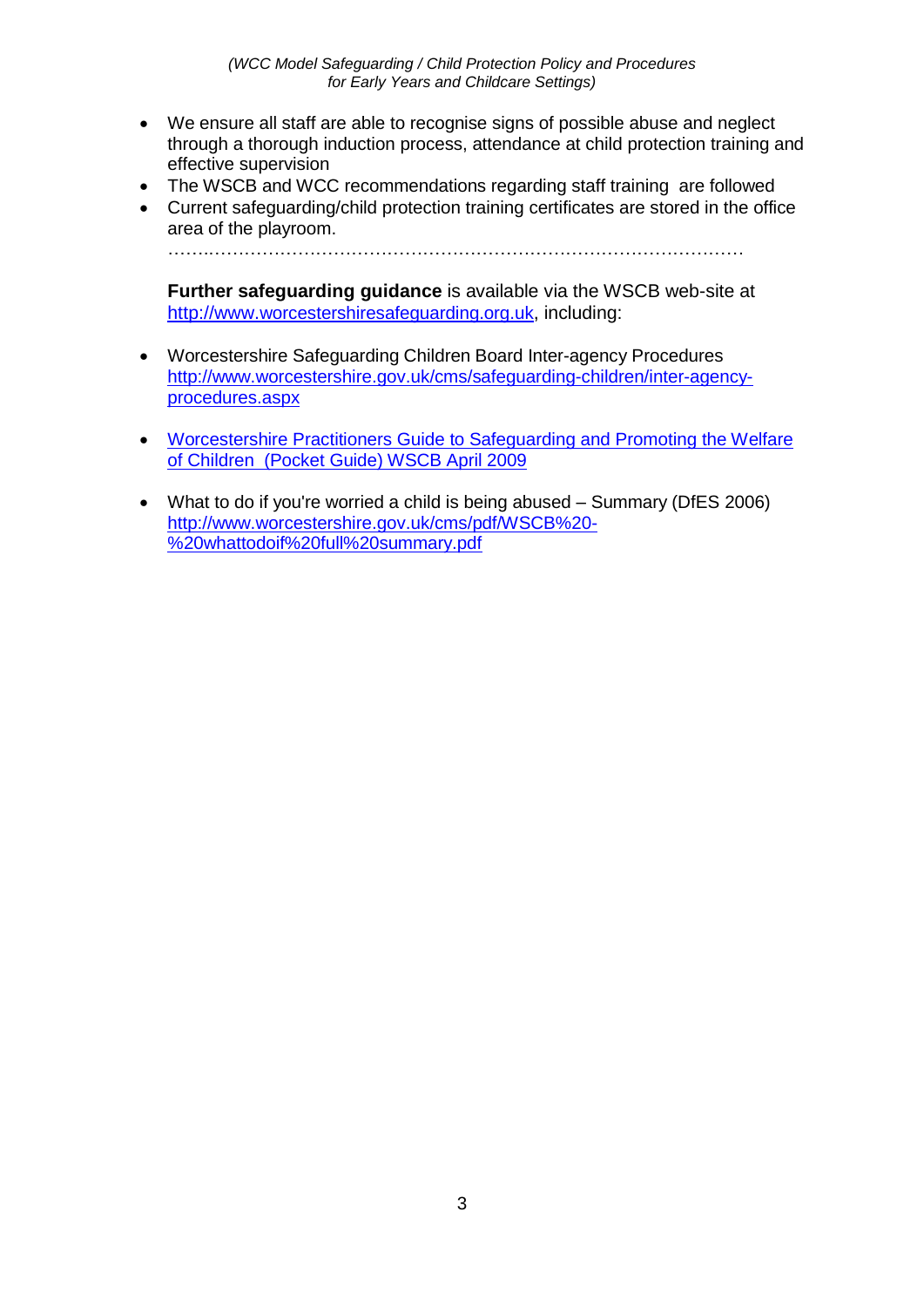- We ensure all staff are able to recognise signs of possible abuse and neglect through a thorough induction process, attendance at child protection training and effective supervision
- The WSCB and WCC recommendations regarding staff training are followed
- Current safeguarding/child protection training certificates are stored in the office area of the playroom.

………………………………………………………………………………………

**Further safeguarding guidance** is available via the WSCB web-site at http://www.worcestershiresafeguarding.org.uk, including:

- Worcestershire Safeguarding Children Board Inter-agency Procedures http://www.worcestershire.gov.uk/cms/safeguarding-children/inter-agency-procedures.aspx

- Worcestershire Practitioners Guide to Safeguarding and Promoting the Welfare of Children (Pocket Guide) WSCB April 2009

- What to do if you're worried a child is being abused – Summary (DfES 2006) http://www.worcestershire.gov.uk/cms/pdf/WSCB%20-%20whattodoif%20full%20summary.pdf